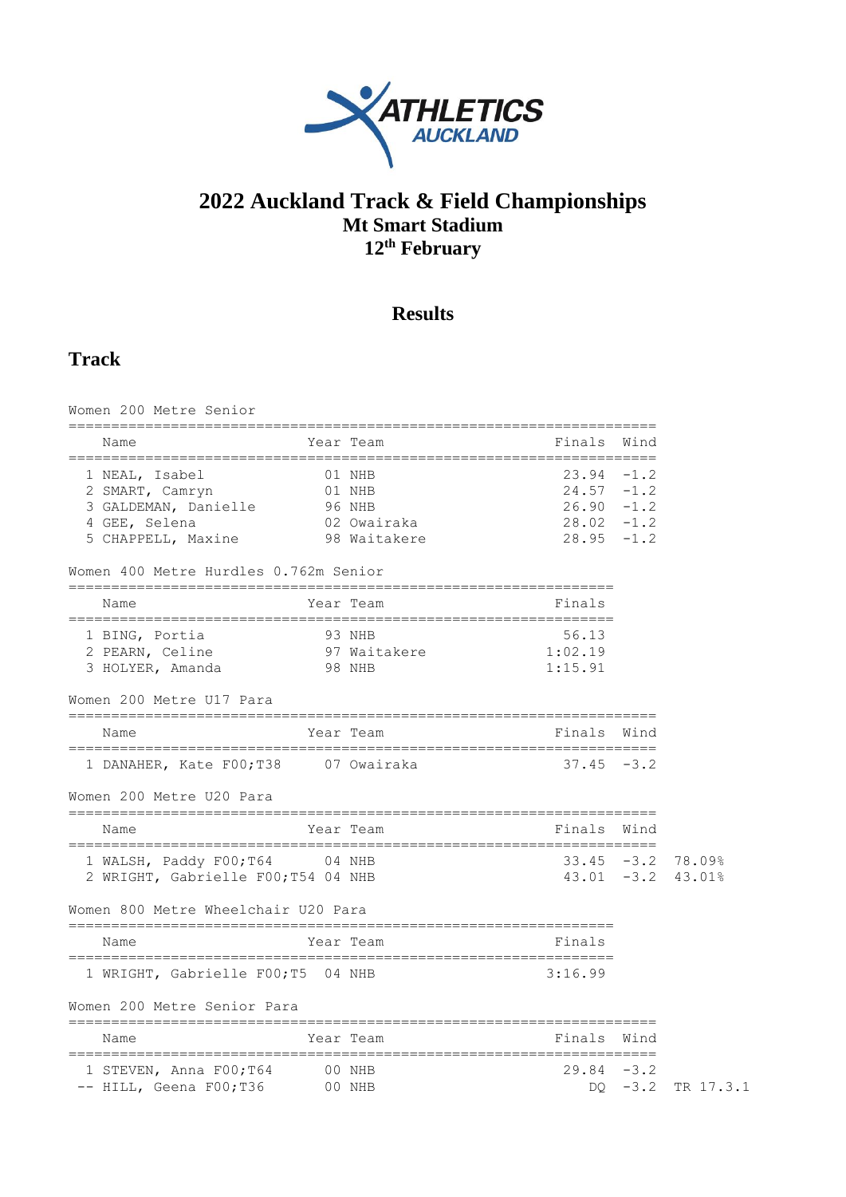# 2022 Auckland Track & Field Championships

## Mt Smart Stadium

## 12th February

## Results

## Track

Women 200 Metre Senior

| | Name | Year | Team | Finals | Wind |
|---|---|---|---|---|---|
| 1 | NEAL, Isabel | 01 | NHB | 23.94 | -1.2 |
| 2 | SMART, Camryn | 01 | NHB | 24.57 | -1.2 |
| 3 | GALDEMAN, Danielle | 96 | NHB | 26.90 | -1.2 |
| 4 | GEE, Selena | 02 | Owairaka | 28.02 | -1.2 |
| 5 | CHAPPELL, Maxine | 98 | Waitakere | 28.95 | -1.2 |

Women 400 Metre Hurdles 0.762m Senior

| | Name | Year | Team | Finals |
|---|---|---|---|---|
| 1 | BING, Portia | 93 | NHB | 56.13 |
| 2 | PEARN, Celine | 97 | Waitakere | 1:02.19 |
| 3 | HOLYER, Amanda | 98 | NHB | 1:15.91 |

Women 200 Metre U17 Para

| | Name | Year | Team | Finals | Wind |
|---|---|---|---|---|---|
| 1 | DANAHER, Kate F00;T38 | 07 | Owairaka | 37.45 | -3.2 |

Women 200 Metre U20 Para

| | Name | Year | Team | Finals | Wind | |
|---|---|---|---|---|---|---|
| 1 | WALSH, Paddy F00;T64 | 04 | NHB | 33.45 | -3.2 | 78.09% |
| 2 | WRIGHT, Gabrielle F00;T54 | 04 | NHB | 43.01 | -3.2 | 43.01% |

Women 800 Metre Wheelchair U20 Para

| | Name | Year | Team | Finals |
|---|---|---|---|---|
| 1 | WRIGHT, Gabrielle F00;T5 | 04 | NHB | 3:16.99 |

Women 200 Metre Senior Para

| | Name | Year | Team | Finals | Wind | |
|---|---|---|---|---|---|---|
| 1 | STEVEN, Anna F00;T64 | 00 | NHB | 29.84 | -3.2 | |
| -- | HILL, Geena F00;T36 | 00 | NHB | DQ | -3.2 | TR 17.3.1 |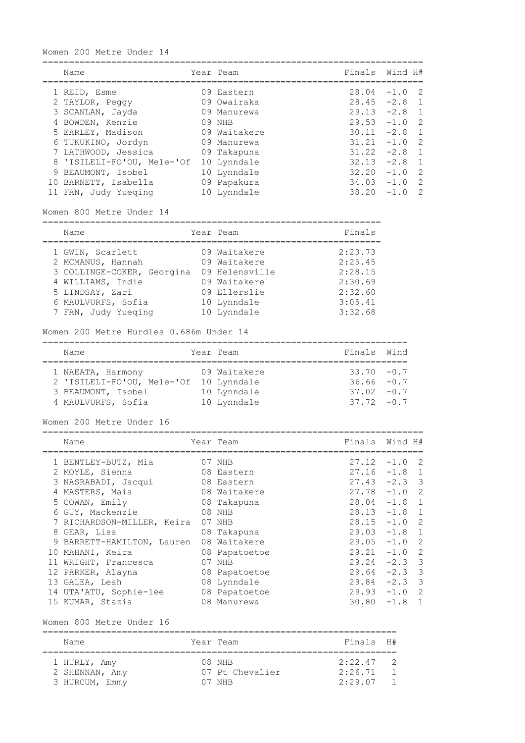## Women 200 Metre Under 14

| | Name | Year | Team | Finals | Wind | H# |
|---|---|---|---|---|---|---|
| 1 | REID, Esme | 09 | Eastern | 28.04 | -1.0 | 2 |
| 2 | TAYLOR, Peggy | 09 | Owairaka | 28.45 | -2.8 | 1 |
| 3 | SCANLAN, Jayda | 09 | Manurewa | 29.13 | -2.8 | 1 |
| 4 | BOWDEN, Kenzie | 09 | NHB | 29.53 | -1.0 | 2 |
| 5 | EARLEY, Madison | 09 | Waitakere | 30.11 | -2.8 | 1 |
| 6 | TUKUKINO, Jordyn | 09 | Manurewa | 31.21 | -1.0 | 2 |
| 7 | LATHWOOD, Jessica | 09 | Takapuna | 31.22 | -2.8 | 1 |
| 8 | 'ISILELI-FO'OU, Mele-'Of | 10 | Lynndale | 32.13 | -2.8 | 1 |
| 9 | BEAUMONT, Isobel | 10 | Lynndale | 32.20 | -1.0 | 2 |
| 10 | BARNETT, Isabella | 09 | Papakura | 34.03 | -1.0 | 2 |
| 11 | FAN, Judy Yueqing | 10 | Lynndale | 38.20 | -1.0 | 2 |

## Women 800 Metre Under 14

| | Name | Year | Team | Finals |
|---|---|---|---|---|
| 1 | GWIN, Scarlett | 09 | Waitakere | 2:23.73 |
| 2 | MCMANUS, Hannah | 09 | Waitakere | 2:25.45 |
| 3 | COLLINGE-COKER, Georgina | 09 | Helensville | 2:28.15 |
| 4 | WILLIAMS, Indie | 09 | Waitakere | 2:30.69 |
| 5 | LINDSAY, Zari | 09 | Ellerslie | 2:32.60 |
| 6 | MAULVURFS, Sofia | 10 | Lynndale | 3:05.41 |
| 7 | FAN, Judy Yueqing | 10 | Lynndale | 3:32.68 |

## Women 200 Metre Hurdles 0.686m Under 14

| | Name | Year | Team | Finals | Wind |
|---|---|---|---|---|---|
| 1 | NAEATA, Harmony | 09 | Waitakere | 33.70 | -0.7 |
| 2 | 'ISILELI-FO'OU, Mele-'Of | 10 | Lynndale | 36.66 | -0.7 |
| 3 | BEAUMONT, Isobel | 10 | Lynndale | 37.02 | -0.7 |
| 4 | MAULVURFS, Sofia | 10 | Lynndale | 37.72 | -0.7 |

## Women 200 Metre Under 16

| | Name | Year | Team | Finals | Wind | H# |
|---|---|---|---|---|---|---|
| 1 | BENTLEY-BUTZ, Mia | 07 | NHB | 27.12 | -1.0 | 2 |
| 2 | MOYLE, Sienna | 08 | Eastern | 27.16 | -1.8 | 1 |
| 3 | NASRABADI, Jacqui | 08 | Eastern | 27.43 | -2.3 | 3 |
| 4 | MASTERS, Maia | 08 | Waitakere | 27.78 | -1.0 | 2 |
| 5 | COWAN, Emily | 08 | Takapuna | 28.04 | -1.8 | 1 |
| 6 | GUY, Mackenzie | 08 | NHB | 28.13 | -1.8 | 1 |
| 7 | RICHARDSON-MILLER, Keira | 07 | NHB | 28.15 | -1.0 | 2 |
| 8 | GEAR, Lisa | 08 | Takapuna | 29.03 | -1.8 | 1 |
| 9 | BARRETT-HAMILTON, Lauren | 08 | Waitakere | 29.05 | -1.0 | 2 |
| 10 | MAHANI, Keira | 08 | Papatoetoe | 29.21 | -1.0 | 2 |
| 11 | WRIGHT, Francesca | 07 | NHB | 29.24 | -2.3 | 3 |
| 12 | PARKER, Alayna | 08 | Papatoetoe | 29.64 | -2.3 | 3 |
| 13 | GALEA, Leah | 08 | Lynndale | 29.84 | -2.3 | 3 |
| 14 | UTA'ATU, Sophie-lee | 08 | Papatoetoe | 29.93 | -1.0 | 2 |
| 15 | KUMAR, Stazia | 08 | Manurewa | 30.80 | -1.8 | 1 |

## Women 800 Metre Under 16

| | Name | Year | Team | Finals | H# |
|---|---|---|---|---|---|
| 1 | HURLY, Amy | 08 | NHB | 2:22.47 | 2 |
| 2 | SHENNAN, Amy | 07 | Pt Chevalier | 2:26.71 | 1 |
| 3 | HURCUM, Emmy | 07 | NHB | 2:29.07 | 1 |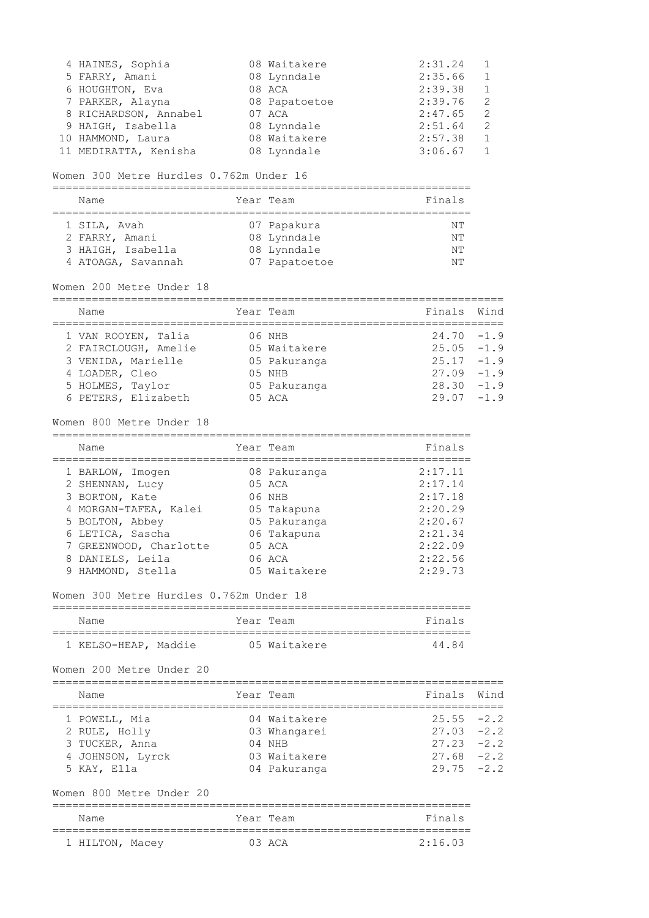| | Name | Year | Team | Finals | |
|---|---|---|---|---|---|
| 4 | HAINES, Sophia | 08 | Waitakere | 2:31.24 | 1 |
| 5 | FARRY, Amani | 08 | Lynndale | 2:35.66 | 1 |
| 6 | HOUGHTON, Eva | 08 | ACA | 2:39.38 | 1 |
| 7 | PARKER, Alayna | 08 | Papatoetoe | 2:39.76 | 2 |
| 8 | RICHARDSON, Annabel | 07 | ACA | 2:47.65 | 2 |
| 9 | HAIGH, Isabella | 08 | Lynndale | 2:51.64 | 2 |
| 10 | HAMMOND, Laura | 08 | Waitakere | 2:57.38 | 1 |
| 11 | MEDIRATTA, Kenisha | 08 | Lynndale | 3:06.67 | 1 |

## Women 300 Metre Hurdles 0.762m Under 16

| | Name | Year | Team | Finals |
|---|---|---|---|---|
| 1 | SILA, Avah | 07 | Papakura | NT |
| 2 | FARRY, Amani | 08 | Lynndale | NT |
| 3 | HAIGH, Isabella | 08 | Lynndale | NT |
| 4 | ATOAGA, Savannah | 07 | Papatoetoe | NT |

## Women 200 Metre Under 18

| | Name | Year | Team | Finals | Wind |
|---|---|---|---|---|---|
| 1 | VAN ROOYEN, Talia | 06 | NHB | 24.70 | -1.9 |
| 2 | FAIRCLOUGH, Amelie | 05 | Waitakere | 25.05 | -1.9 |
| 3 | VENIDA, Marielle | 05 | Pakuranga | 25.17 | -1.9 |
| 4 | LOADER, Cleo | 05 | NHB | 27.09 | -1.9 |
| 5 | HOLMES, Taylor | 05 | Pakuranga | 28.30 | -1.9 |
| 6 | PETERS, Elizabeth | 05 | ACA | 29.07 | -1.9 |

## Women 800 Metre Under 18

| | Name | Year | Team | Finals |
|---|---|---|---|---|
| 1 | BARLOW, Imogen | 08 | Pakuranga | 2:17.11 |
| 2 | SHENNAN, Lucy | 05 | ACA | 2:17.14 |
| 3 | BORTON, Kate | 06 | NHB | 2:17.18 |
| 4 | MORGAN-TAFEA, Kalei | 05 | Takapuna | 2:20.29 |
| 5 | BOLTON, Abbey | 05 | Pakuranga | 2:20.67 |
| 6 | LETICA, Sascha | 06 | Takapuna | 2:21.34 |
| 7 | GREENWOOD, Charlotte | 05 | ACA | 2:22.09 |
| 8 | DANIELS, Leila | 06 | ACA | 2:22.56 |
| 9 | HAMMOND, Stella | 05 | Waitakere | 2:29.73 |

## Women 300 Metre Hurdles 0.762m Under 18

| | Name | Year | Team | Finals |
|---|---|---|---|---|
| 1 | KELSO-HEAP, Maddie | 05 | Waitakere | 44.84 |

## Women 200 Metre Under 20

| | Name | Year | Team | Finals | Wind |
|---|---|---|---|---|---|
| 1 | POWELL, Mia | 04 | Waitakere | 25.55 | -2.2 |
| 2 | RULE, Holly | 03 | Whangarei | 27.03 | -2.2 |
| 3 | TUCKER, Anna | 04 | NHB | 27.23 | -2.2 |
| 4 | JOHNSON, Lyrck | 03 | Waitakere | 27.68 | -2.2 |
| 5 | KAY, Ella | 04 | Pakuranga | 29.75 | -2.2 |

## Women 800 Metre Under 20

| | Name | Year | Team | Finals |
|---|---|---|---|---|
| 1 | HILTON, Macey | 03 | ACA | 2:16.03 |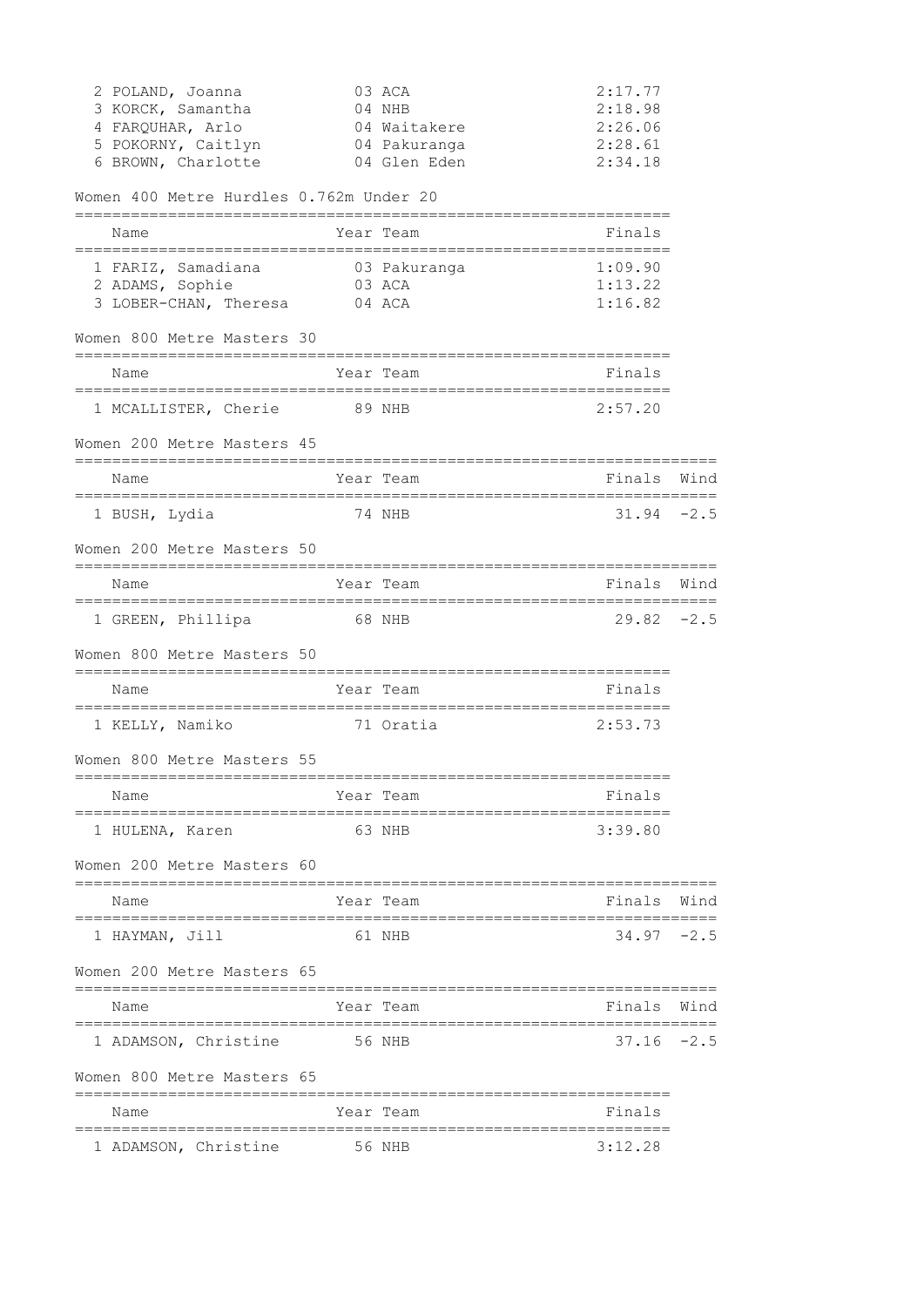| Place | Name | Year | Team | Finals |
|---|---|---|---|---|
| 2 | POLAND, Joanna | 03 | ACA | 2:17.77 |
| 3 | KORCK, Samantha | 04 | NHB | 2:18.98 |
| 4 | FARQUHAR, Arlo | 04 | Waitakere | 2:26.06 |
| 5 | POKORNY, Caitlyn | 04 | Pakuranga | 2:28.61 |
| 6 | BROWN, Charlotte | 04 | Glen Eden | 2:34.18 |

## Women 400 Metre Hurdles 0.762m Under 20

| Place | Name | Year | Team | Finals |
|---|---|---|---|---|
| 1 | FARIZ, Samadiana | 03 | Pakuranga | 1:09.90 |
| 2 | ADAMS, Sophie | 03 | ACA | 1:13.22 |
| 3 | LOBER-CHAN, Theresa | 04 | ACA | 1:16.82 |

## Women 800 Metre Masters 30

| Place | Name | Year | Team | Finals |
|---|---|---|---|---|
| 1 | MCALLISTER, Cherie | 89 | NHB | 2:57.20 |

## Women 200 Metre Masters 45

| Place | Name | Year | Team | Finals | Wind |
|---|---|---|---|---|---|
| 1 | BUSH, Lydia | 74 | NHB | 31.94 | -2.5 |

## Women 200 Metre Masters 50

| Place | Name | Year | Team | Finals | Wind |
|---|---|---|---|---|---|
| 1 | GREEN, Phillipa | 68 | NHB | 29.82 | -2.5 |

## Women 800 Metre Masters 50

| Place | Name | Year | Team | Finals |
|---|---|---|---|---|
| 1 | KELLY, Namiko | 71 | Oratia | 2:53.73 |

## Women 800 Metre Masters 55

| Place | Name | Year | Team | Finals |
|---|---|---|---|---|
| 1 | HULENA, Karen | 63 | NHB | 3:39.80 |

## Women 200 Metre Masters 60

| Place | Name | Year | Team | Finals | Wind |
|---|---|---|---|---|---|
| 1 | HAYMAN, Jill | 61 | NHB | 34.97 | -2.5 |

## Women 200 Metre Masters 65

| Place | Name | Year | Team | Finals | Wind |
|---|---|---|---|---|---|
| 1 | ADAMSON, Christine | 56 | NHB | 37.16 | -2.5 |

## Women 800 Metre Masters 65

| Place | Name | Year | Team | Finals |
|---|---|---|---|---|
| 1 | ADAMSON, Christine | 56 | NHB | 3:12.28 |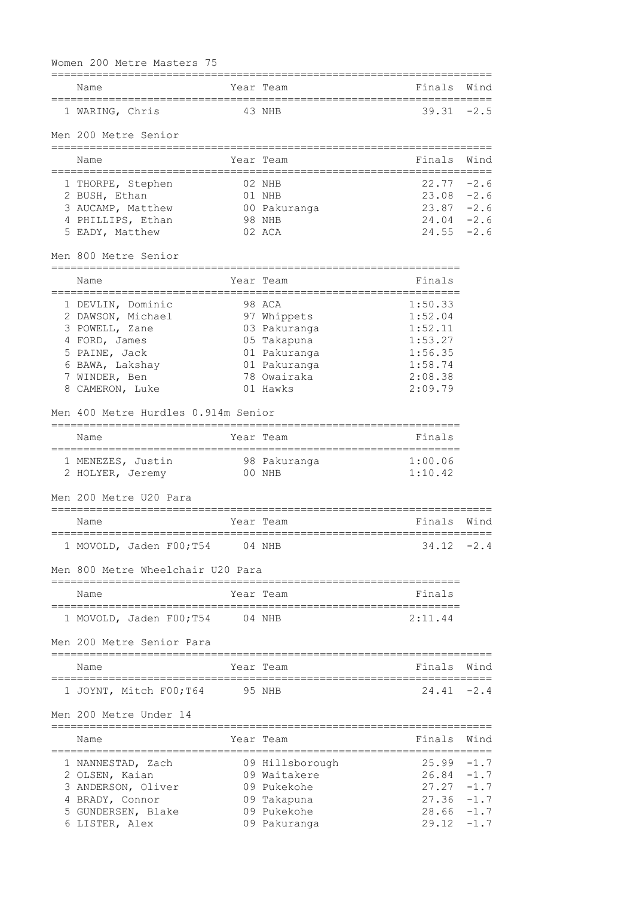### Women 200 Metre Masters 75

| Name | Year | Team | Finals | Wind |
|---|---|---|---|---|
| 1 WARING, Chris | 43 | NHB | 39.31 | -2.5 |

### Men 200 Metre Senior

| Name | Year | Team | Finals | Wind |
|---|---|---|---|---|
| 1 THORPE, Stephen | 02 | NHB | 22.77 | -2.6 |
| 2 BUSH, Ethan | 01 | NHB | 23.08 | -2.6 |
| 3 AUCAMP, Matthew | 00 | Pakuranga | 23.87 | -2.6 |
| 4 PHILLIPS, Ethan | 98 | NHB | 24.04 | -2.6 |
| 5 EADY, Matthew | 02 | ACA | 24.55 | -2.6 |

### Men 800 Metre Senior

| Name | Year | Team | Finals |
|---|---|---|---|
| 1 DEVLIN, Dominic | 98 | ACA | 1:50.33 |
| 2 DAWSON, Michael | 97 | Whippets | 1:52.04 |
| 3 POWELL, Zane | 03 | Pakuranga | 1:52.11 |
| 4 FORD, James | 05 | Takapuna | 1:53.27 |
| 5 PAINE, Jack | 01 | Pakuranga | 1:56.35 |
| 6 BAWA, Lakshay | 01 | Pakuranga | 1:58.74 |
| 7 WINDER, Ben | 78 | Owairaka | 2:08.38 |
| 8 CAMERON, Luke | 01 | Hawks | 2:09.79 |

### Men 400 Metre Hurdles 0.914m Senior

| Name | Year | Team | Finals |
|---|---|---|---|
| 1 MENEZES, Justin | 98 | Pakuranga | 1:00.06 |
| 2 HOLYER, Jeremy | 00 | NHB | 1:10.42 |

### Men 200 Metre U20 Para

| Name | Year | Team | Finals | Wind |
|---|---|---|---|---|
| 1 MOVOLD, Jaden F00;T54 | 04 | NHB | 34.12 | -2.4 |

### Men 800 Metre Wheelchair U20 Para

| Name | Year | Team | Finals |
|---|---|---|---|
| 1 MOVOLD, Jaden F00;T54 | 04 | NHB | 2:11.44 |

### Men 200 Metre Senior Para

| Name | Year | Team | Finals | Wind |
|---|---|---|---|---|
| 1 JOYNT, Mitch F00;T64 | 95 | NHB | 24.41 | -2.4 |

### Men 200 Metre Under 14

| Name | Year | Team | Finals | Wind |
|---|---|---|---|---|
| 1 NANNESTAD, Zach | 09 | Hillsborough | 25.99 | -1.7 |
| 2 OLSEN, Kaian | 09 | Waitakere | 26.84 | -1.7 |
| 3 ANDERSON, Oliver | 09 | Pukekohe | 27.27 | -1.7 |
| 4 BRADY, Connor | 09 | Takapuna | 27.36 | -1.7 |
| 5 GUNDERSEN, Blake | 09 | Pukekohe | 28.66 | -1.7 |
| 6 LISTER, Alex | 09 | Pakuranga | 29.12 | -1.7 |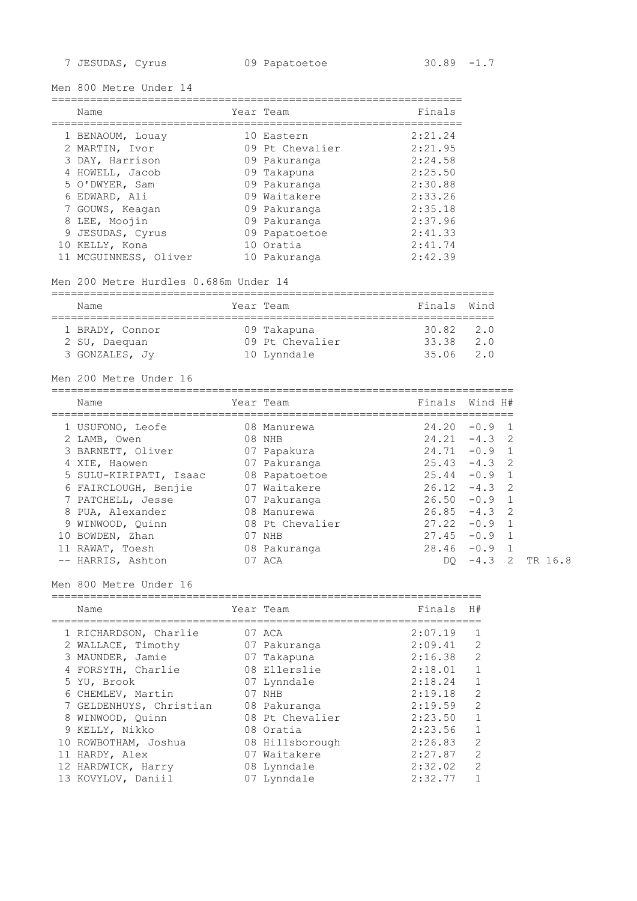| | Name | Year | Team | Finals | Wind |
|---|---|---|---|---|---|
| 7 | JESUDAS, Cyrus | 09 | Papatoetoe | 30.89 | -1.7 |

## Men 800 Metre Under 14

| | Name | Year | Team | Finals |
|---|---|---|---|---|
| 1 | BENAOUM, Louay | 10 | Eastern | 2:21.24 |
| 2 | MARTIN, Ivor | 09 | Pt Chevalier | 2:21.95 |
| 3 | DAY, Harrison | 09 | Pakuranga | 2:24.58 |
| 4 | HOWELL, Jacob | 09 | Takapuna | 2:25.50 |
| 5 | O'DWYER, Sam | 09 | Pakuranga | 2:30.88 |
| 6 | EDWARD, Ali | 09 | Waitakere | 2:33.26 |
| 7 | GOUWS, Keagan | 09 | Pakuranga | 2:35.18 |
| 8 | LEE, Moojin | 09 | Pakuranga | 2:37.96 |
| 9 | JESUDAS, Cyrus | 09 | Papatoetoe | 2:41.33 |
| 10 | KELLY, Kona | 10 | Oratia | 2:41.74 |
| 11 | MCGUINNESS, Oliver | 10 | Pakuranga | 2:42.39 |

## Men 200 Metre Hurdles 0.686m Under 14

| | Name | Year | Team | Finals | Wind |
|---|---|---|---|---|---|
| 1 | BRADY, Connor | 09 | Takapuna | 30.82 | 2.0 |
| 2 | SU, Daequan | 09 | Pt Chevalier | 33.38 | 2.0 |
| 3 | GONZALES, Jy | 10 | Lynndale | 35.06 | 2.0 |

## Men 200 Metre Under 16

| | Name | Year | Team | Finals | Wind | H# | |
|---|---|---|---|---|---|---|---|
| 1 | USUFONO, Leofe | 08 | Manurewa | 24.20 | -0.9 | 1 | |
| 2 | LAMB, Owen | 08 | NHB | 24.21 | -4.3 | 2 | |
| 3 | BARNETT, Oliver | 07 | Papakura | 24.71 | -0.9 | 1 | |
| 4 | XIE, Haowen | 07 | Pakuranga | 25.43 | -4.3 | 2 | |
| 5 | SULU-KIRIPATI, Isaac | 08 | Papatoetoe | 25.44 | -0.9 | 1 | |
| 6 | FAIRCLOUGH, Benjie | 07 | Waitakere | 26.12 | -4.3 | 2 | |
| 7 | PATCHELL, Jesse | 07 | Pakuranga | 26.50 | -0.9 | 1 | |
| 8 | PUA, Alexander | 08 | Manurewa | 26.85 | -4.3 | 2 | |
| 9 | WINWOOD, Quinn | 08 | Pt Chevalier | 27.22 | -0.9 | 1 | |
| 10 | BOWDEN, Zhan | 07 | NHB | 27.45 | -0.9 | 1 | |
| 11 | RAWAT, Toesh | 08 | Pakuranga | 28.46 | -0.9 | 1 | |
| -- | HARRIS, Ashton | 07 | ACA | DQ | -4.3 | 2 | TR 16.8 |

## Men 800 Metre Under 16

| | Name | Year | Team | Finals | H# |
|---|---|---|---|---|---|
| 1 | RICHARDSON, Charlie | 07 | ACA | 2:07.19 | 1 |
| 2 | WALLACE, Timothy | 07 | Pakuranga | 2:09.41 | 2 |
| 3 | MAUNDER, Jamie | 07 | Takapuna | 2:16.38 | 2 |
| 4 | FORSYTH, Charlie | 08 | Ellerslie | 2:18.01 | 1 |
| 5 | YU, Brook | 07 | Lynndale | 2:18.24 | 1 |
| 6 | CHEMLEV, Martin | 07 | NHB | 2:19.18 | 2 |
| 7 | GELDENHUYS, Christian | 08 | Pakuranga | 2:19.59 | 2 |
| 8 | WINWOOD, Quinn | 08 | Pt Chevalier | 2:23.50 | 1 |
| 9 | KELLY, Nikko | 08 | Oratia | 2:23.56 | 1 |
| 10 | ROWBOTHAM, Joshua | 08 | Hillsborough | 2:26.83 | 2 |
| 11 | HARDY, Alex | 07 | Waitakere | 2:27.87 | 2 |
| 12 | HARDWICK, Harry | 08 | Lynndale | 2:32.02 | 2 |
| 13 | KOVYLOV, Daniil | 07 | Lynndale | 2:32.77 | 1 |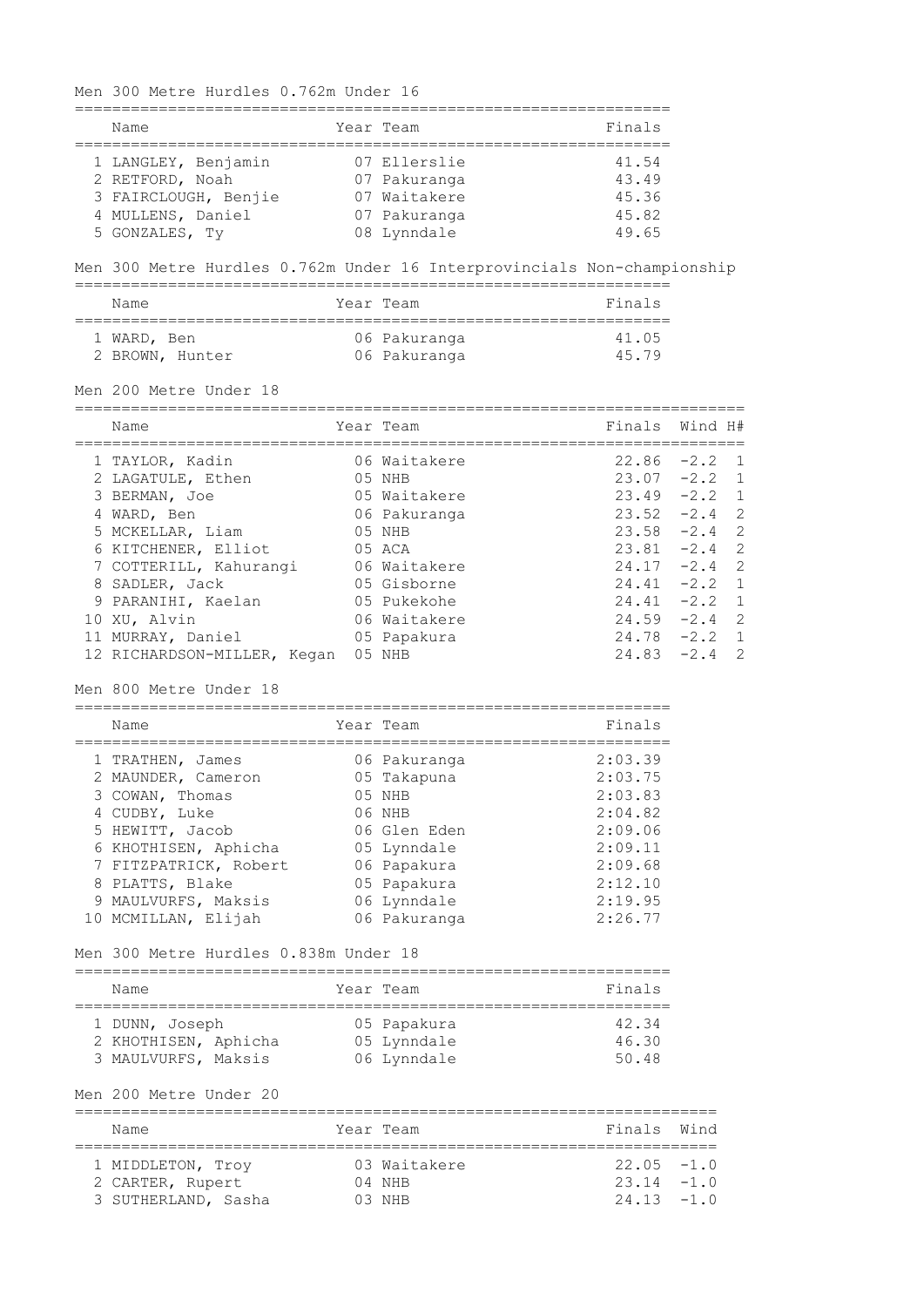## Men 300 Metre Hurdles 0.762m Under 16

| | Name | Year | Team | Finals |
|---|---|---|---|---|
| 1 | LANGLEY, Benjamin | 07 | Ellerslie | 41.54 |
| 2 | RETFORD, Noah | 07 | Pakuranga | 43.49 |
| 3 | FAIRCLOUGH, Benjie | 07 | Waitakere | 45.36 |
| 4 | MULLENS, Daniel | 07 | Pakuranga | 45.82 |
| 5 | GONZALES, Ty | 08 | Lynndale | 49.65 |

## Men 300 Metre Hurdles 0.762m Under 16 Interprovincials Non-championship

| | Name | Year | Team | Finals |
|---|---|---|---|---|
| 1 | WARD, Ben | 06 | Pakuranga | 41.05 |
| 2 | BROWN, Hunter | 06 | Pakuranga | 45.79 |

## Men 200 Metre Under 18

| | Name | Year | Team | Finals | Wind | H# |
|---|---|---|---|---|---|---|
| 1 | TAYLOR, Kadin | 06 | Waitakere | 22.86 | -2.2 | 1 |
| 2 | LAGATULE, Ethen | 05 | NHB | 23.07 | -2.2 | 1 |
| 3 | BERMAN, Joe | 05 | Waitakere | 23.49 | -2.2 | 1 |
| 4 | WARD, Ben | 06 | Pakuranga | 23.52 | -2.4 | 2 |
| 5 | MCKELLAR, Liam | 05 | NHB | 23.58 | -2.4 | 2 |
| 6 | KITCHENER, Elliot | 05 | ACA | 23.81 | -2.4 | 2 |
| 7 | COTTERILL, Kahurangi | 06 | Waitakere | 24.17 | -2.4 | 2 |
| 8 | SADLER, Jack | 05 | Gisborne | 24.41 | -2.2 | 1 |
| 9 | PARANIHI, Kaelan | 05 | Pukekohe | 24.41 | -2.2 | 1 |
| 10 | XU, Alvin | 06 | Waitakere | 24.59 | -2.4 | 2 |
| 11 | MURRAY, Daniel | 05 | Papakura | 24.78 | -2.2 | 1 |
| 12 | RICHARDSON-MILLER, Kegan | 05 | NHB | 24.83 | -2.4 | 2 |

## Men 800 Metre Under 18

| | Name | Year | Team | Finals |
|---|---|---|---|---|
| 1 | TRATHEN, James | 06 | Pakuranga | 2:03.39 |
| 2 | MAUNDER, Cameron | 05 | Takapuna | 2:03.75 |
| 3 | COWAN, Thomas | 05 | NHB | 2:03.83 |
| 4 | CUDBY, Luke | 06 | NHB | 2:04.82 |
| 5 | HEWITT, Jacob | 06 | Glen Eden | 2:09.06 |
| 6 | KHOTHISEN, Aphicha | 05 | Lynndale | 2:09.11 |
| 7 | FITZPATRICK, Robert | 06 | Papakura | 2:09.68 |
| 8 | PLATTS, Blake | 05 | Papakura | 2:12.10 |
| 9 | MAULVURFS, Maksis | 06 | Lynndale | 2:19.95 |
| 10 | MCMILLAN, Elijah | 06 | Pakuranga | 2:26.77 |

## Men 300 Metre Hurdles 0.838m Under 18

| | Name | Year | Team | Finals |
|---|---|---|---|---|
| 1 | DUNN, Joseph | 05 | Papakura | 42.34 |
| 2 | KHOTHISEN, Aphicha | 05 | Lynndale | 46.30 |
| 3 | MAULVURFS, Maksis | 06 | Lynndale | 50.48 |

## Men 200 Metre Under 20

| | Name | Year | Team | Finals | Wind |
|---|---|---|---|---|---|
| 1 | MIDDLETON, Troy | 03 | Waitakere | 22.05 | -1.0 |
| 2 | CARTER, Rupert | 04 | NHB | 23.14 | -1.0 |
| 3 | SUTHERLAND, Sasha | 03 | NHB | 24.13 | -1.0 |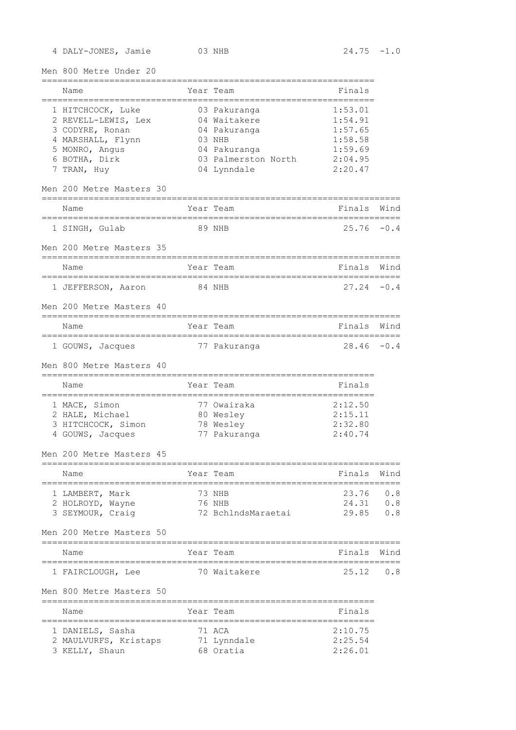| | Name | Year | Team | Finals | Wind |
|---|---|---|---|---|---|
| 4 | DALY-JONES, Jamie | 03 | NHB | 24.75 | -1.0 |

### Men 800 Metre Under 20

| | Name | Year | Team | Finals |
|---|---|---|---|---|
| 1 | HITCHCOCK, Luke | 03 | Pakuranga | 1:53.01 |
| 2 | REVELL-LEWIS, Lex | 04 | Waitakere | 1:54.91 |
| 3 | CODYRE, Ronan | 04 | Pakuranga | 1:57.65 |
| 4 | MARSHALL, Flynn | 03 | NHB | 1:58.58 |
| 5 | MONRO, Angus | 04 | Pakuranga | 1:59.69 |
| 6 | BOTHA, Dirk | 03 | Palmerston North | 2:04.95 |
| 7 | TRAN, Huy | 04 | Lynndale | 2:20.47 |

### Men 200 Metre Masters 30

| | Name | Year | Team | Finals | Wind |
|---|---|---|---|---|---|
| 1 | SINGH, Gulab | 89 | NHB | 25.76 | -0.4 |

### Men 200 Metre Masters 35

| | Name | Year | Team | Finals | Wind |
|---|---|---|---|---|---|
| 1 | JEFFERSON, Aaron | 84 | NHB | 27.24 | -0.4 |

### Men 200 Metre Masters 40

| | Name | Year | Team | Finals | Wind |
|---|---|---|---|---|---|
| 1 | GOUWS, Jacques | 77 | Pakuranga | 28.46 | -0.4 |

### Men 800 Metre Masters 40

| | Name | Year | Team | Finals |
|---|---|---|---|---|
| 1 | MACE, Simon | 77 | Owairaka | 2:12.50 |
| 2 | HALE, Michael | 80 | Wesley | 2:15.11 |
| 3 | HITCHCOCK, Simon | 78 | Wesley | 2:32.80 |
| 4 | GOUWS, Jacques | 77 | Pakuranga | 2:40.74 |

### Men 200 Metre Masters 45

| | Name | Year | Team | Finals | Wind |
|---|---|---|---|---|---|
| 1 | LAMBERT, Mark | 73 | NHB | 23.76 | 0.8 |
| 2 | HOLROYD, Wayne | 76 | NHB | 24.31 | 0.8 |
| 3 | SEYMOUR, Craig | 72 | BchlndsMaraetai | 29.85 | 0.8 |

### Men 200 Metre Masters 50

| | Name | Year | Team | Finals | Wind |
|---|---|---|---|---|---|
| 1 | FAIRCLOUGH, Lee | 70 | Waitakere | 25.12 | 0.8 |

### Men 800 Metre Masters 50

| | Name | Year | Team | Finals |
|---|---|---|---|---|
| 1 | DANIELS, Sasha | 71 | ACA | 2:10.75 |
| 2 | MAULVURFS, Kristaps | 71 | Lynndale | 2:25.54 |
| 3 | KELLY, Shaun | 68 | Oratia | 2:26.01 |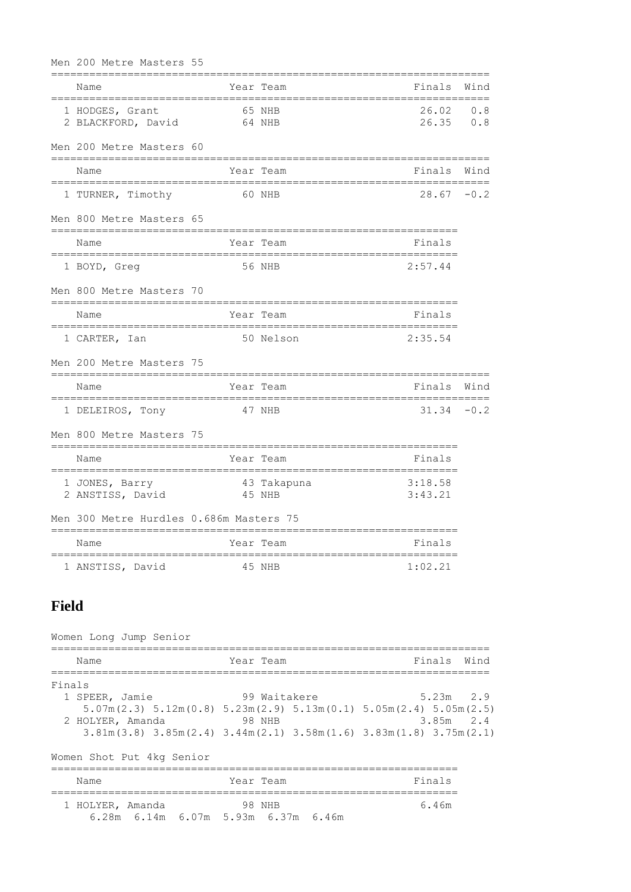Men 200 Metre Masters 55

| Name | Year | Team | Finals | Wind |
|---|---|---|---|---|
| 1 HODGES, Grant | 65 | NHB | 26.02 | 0.8 |
| 2 BLACKFORD, David | 64 | NHB | 26.35 | 0.8 |

Men 200 Metre Masters 60

| Name | Year | Team | Finals | Wind |
|---|---|---|---|---|
| 1 TURNER, Timothy | 60 | NHB | 28.67 | -0.2 |

Men 800 Metre Masters 65

| Name | Year | Team | Finals |
|---|---|---|---|
| 1 BOYD, Greg | 56 | NHB | 2:57.44 |

Men 800 Metre Masters 70

| Name | Year | Team | Finals |
|---|---|---|---|
| 1 CARTER, Ian | 50 | Nelson | 2:35.54 |

Men 200 Metre Masters 75

| Name | Year | Team | Finals | Wind |
|---|---|---|---|---|
| 1 DELEIROS, Tony | 47 | NHB | 31.34 | -0.2 |

Men 800 Metre Masters 75

| Name | Year | Team | Finals |
|---|---|---|---|
| 1 JONES, Barry | 43 | Takapuna | 3:18.58 |
| 2 ANSTISS, David | 45 | NHB | 3:43.21 |

Men 300 Metre Hurdles 0.686m Masters 75

| Name | Year | Team | Finals |
|---|---|---|---|
| 1 ANSTISS, David | 45 | NHB | 1:02.21 |

## Field

Women Long Jump Senior

| Name | Year | Team | Finals | Wind |
|---|---|---|---|---|
| **Finals** | | | | |
| 1 SPEER, Jamie | 99 | Waitakere | 5.23m | 2.9 |
| 5.07m(2.3) 5.12m(0.8) 5.23m(2.9) 5.13m(0.1) 5.05m(2.4) 5.05m(2.5) | | | | |
| 2 HOLYER, Amanda | 98 | NHB | 3.85m | 2.4 |
| 3.81m(3.8) 3.85m(2.4) 3.44m(2.1) 3.58m(1.6) 3.83m(1.8) 3.75m(2.1) | | | | |

Women Shot Put 4kg Senior

| Name | Year | Team | Finals |
|---|---|---|---|
| 1 HOLYER, Amanda | 98 | NHB | 6.46m |
| 6.28m 6.14m 6.07m 5.93m 6.37m 6.46m | | | |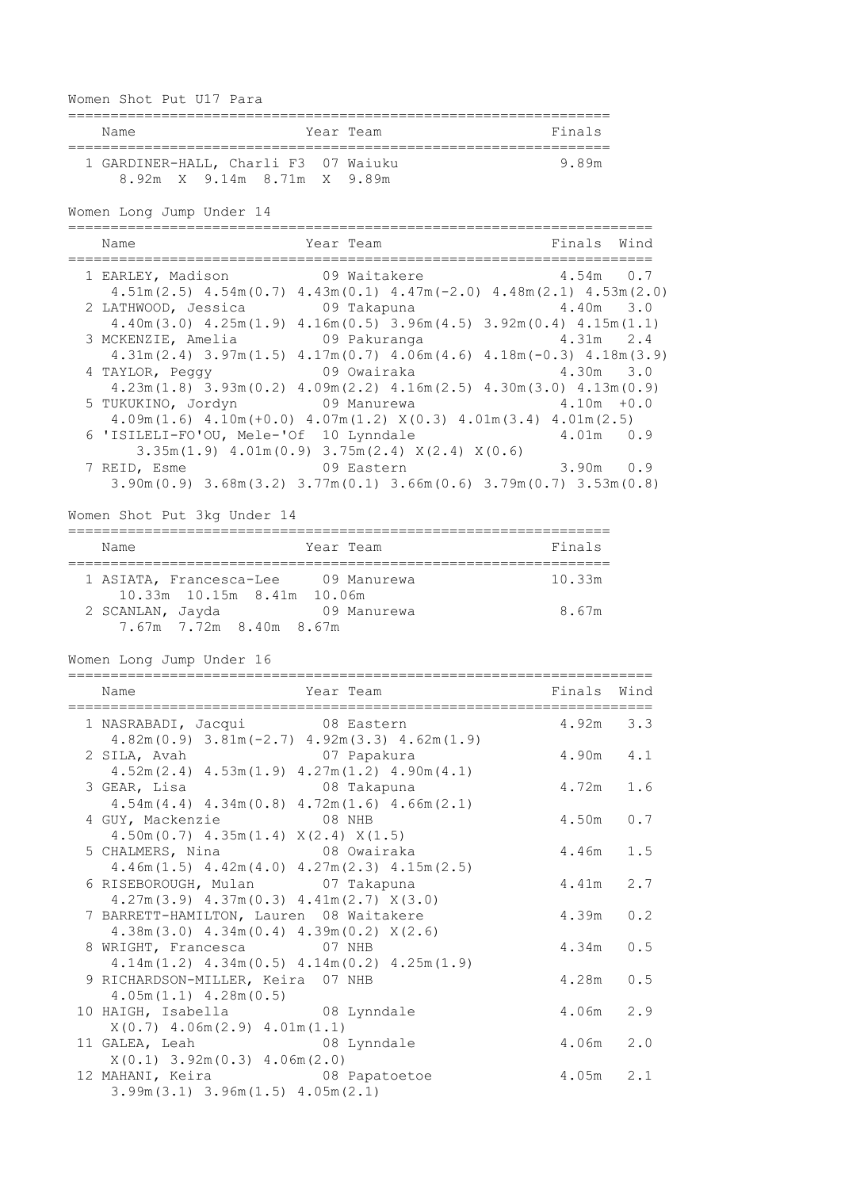## Women Shot Put U17 Para

| Name | Year | Team | Finals |
|---|---|---|---|
| 1 GARDINER-HALL, Charli F3 | 07 | Waiuku | 9.89m |
| 8.92m X 9.14m 8.71m X 9.89m | | | |

## Women Long Jump Under 14

| Name | Year | Team | Finals | Wind |
|---|---|---|---|---|
| 1 EARLEY, Madison | 09 | Waitakere | 4.54m | 0.7 |
| 4.51m(2.5) 4.54m(0.7) 4.43m(0.1) 4.47m(-2.0) 4.48m(2.1) 4.53m(2.0) | | | | |
| 2 LATHWOOD, Jessica | 09 | Takapuna | 4.40m | 3.0 |
| 4.40m(3.0) 4.25m(1.9) 4.16m(0.5) 3.96m(4.5) 3.92m(0.4) 4.15m(1.1) | | | | |
| 3 MCKENZIE, Amelia | 09 | Pakuranga | 4.31m | 2.4 |
| 4.31m(2.4) 3.97m(1.5) 4.17m(0.7) 4.06m(4.6) 4.18m(-0.3) 4.18m(3.9) | | | | |
| 4 TAYLOR, Peggy | 09 | Owairaka | 4.30m | 3.0 |
| 4.23m(1.8) 3.93m(0.2) 4.09m(2.2) 4.16m(2.5) 4.30m(3.0) 4.13m(0.9) | | | | |
| 5 TUKUKINO, Jordyn | 09 | Manurewa | 4.10m | +0.0 |
| 4.09m(1.6) 4.10m(+0.0) 4.07m(1.2) X(0.3) 4.01m(3.4) 4.01m(2.5) | | | | |
| 6 'ISILELI-FO'OU, Mele-'Of | 10 | Lynndale | 4.01m | 0.9 |
| 3.35m(1.9) 4.01m(0.9) 3.75m(2.4) X(2.4) X(0.6) | | | | |
| 7 REID, Esme | 09 | Eastern | 3.90m | 0.9 |
| 3.90m(0.9) 3.68m(3.2) 3.77m(0.1) 3.66m(0.6) 3.79m(0.7) 3.53m(0.8) | | | | |

## Women Shot Put 3kg Under 14

| Name | Year | Team | Finals |
|---|---|---|---|
| 1 ASIATA, Francesca-Lee | 09 | Manurewa | 10.33m |
| 10.33m 10.15m 8.41m 10.06m | | | |
| 2 SCANLAN, Jayda | 09 | Manurewa | 8.67m |
| 7.67m 7.72m 8.40m 8.67m | | | |

## Women Long Jump Under 16

| Name | Year | Team | Finals | Wind |
|---|---|---|---|---|
| 1 NASRABADI, Jacqui | 08 | Eastern | 4.92m | 3.3 |
| 4.82m(0.9) 3.81m(-2.7) 4.92m(3.3) 4.62m(1.9) | | | | |
| 2 SILA, Avah | 07 | Papakura | 4.90m | 4.1 |
| 4.52m(2.4) 4.53m(1.9) 4.27m(1.2) 4.90m(4.1) | | | | |
| 3 GEAR, Lisa | 08 | Takapuna | 4.72m | 1.6 |
| 4.54m(4.4) 4.34m(0.8) 4.72m(1.6) 4.66m(2.1) | | | | |
| 4 GUY, Mackenzie | 08 | NHB | 4.50m | 0.7 |
| 4.50m(0.7) 4.35m(1.4) X(2.4) X(1.5) | | | | |
| 5 CHALMERS, Nina | 08 | Owairaka | 4.46m | 1.5 |
| 4.46m(1.5) 4.42m(4.0) 4.27m(2.3) 4.15m(2.5) | | | | |
| 6 RISEBOROUGH, Mulan | 07 | Takapuna | 4.41m | 2.7 |
| 4.27m(3.9) 4.37m(0.3) 4.41m(2.7) X(3.0) | | | | |
| 7 BARRETT-HAMILTON, Lauren | 08 | Waitakere | 4.39m | 0.2 |
| 4.38m(3.0) 4.34m(0.4) 4.39m(0.2) X(2.6) | | | | |
| 8 WRIGHT, Francesca | 07 | NHB | 4.34m | 0.5 |
| 4.14m(1.2) 4.34m(0.5) 4.14m(0.2) 4.25m(1.9) | | | | |
| 9 RICHARDSON-MILLER, Keira | 07 | NHB | 4.28m | 0.5 |
| 4.05m(1.1) 4.28m(0.5) | | | | |
| 10 HAIGH, Isabella | 08 | Lynndale | 4.06m | 2.9 |
| X(0.7) 4.06m(2.9) 4.01m(1.1) | | | | |
| 11 GALEA, Leah | 08 | Lynndale | 4.06m | 2.0 |
| X(0.1) 3.92m(0.3) 4.06m(2.0) | | | | |
| 12 MAHANI, Keira | 08 | Papatoetoe | 4.05m | 2.1 |
| 3.99m(3.1) 3.96m(1.5) 4.05m(2.1) | | | | |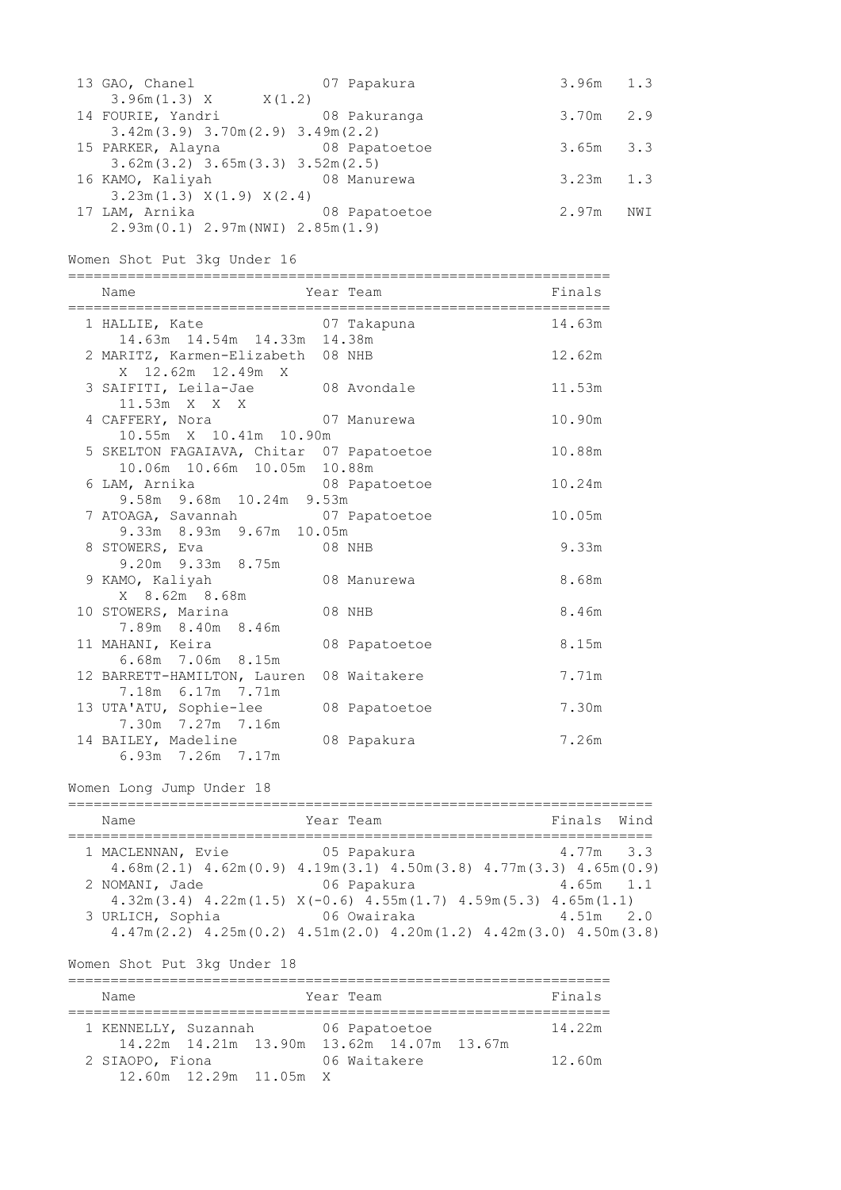```
 13 GAO, Chanel               07 Papakura                  3.96m   1.3
    3.96m(1.3) X      X(1.2)
 14 FOURIE, Yandri            08 Pakuranga                 3.70m   2.9
    3.42m(3.9) 3.70m(2.9) 3.49m(2.2)
 15 PARKER, Alayna            08 Papatoetoe                3.65m   3.3
    3.62m(3.2) 3.65m(3.3) 3.52m(2.5)
 16 KAMO, Kaliyah             08 Manurewa                  3.23m   1.3
    3.23m(1.3) X(1.9) X(2.4)
 17 LAM, Arnika               08 Papatoetoe                2.97m   NWI
    2.93m(0.1) 2.97m(NWI) 2.85m(1.9)
```

Women Shot Put 3kg Under 16

```
================================================================
    Name                    Year Team                    Finals
================================================================
  1 HALLIE, Kate              07 Takapuna                14.63m
      14.63m  14.54m  14.33m  14.38m
  2 MARITZ, Karmen-Elizabeth  08 NHB                     12.62m
      X  12.62m  12.49m  X
  3 SAIFITI, Leila-Jae        08 Avondale                11.53m
      11.53m  X  X  X
  4 CAFFERY, Nora             07 Manurewa                10.90m
      10.55m  X  10.41m  10.90m
  5 SKELTON FAGAIAVA, Chitar  07 Papatoetoe              10.88m
      10.06m  10.66m  10.05m  10.88m
  6 LAM, Arnika               08 Papatoetoe              10.24m
      9.58m  9.68m  10.24m  9.53m
  7 ATOAGA, Savannah          07 Papatoetoe              10.05m
      9.33m  8.93m  9.67m  10.05m
  8 STOWERS, Eva              08 NHB                      9.33m
      9.20m  9.33m  8.75m
  9 KAMO, Kaliyah             08 Manurewa                 8.68m
      X  8.62m  8.68m
 10 STOWERS, Marina           08 NHB                      8.46m
      7.89m  8.40m  8.46m
 11 MAHANI, Keira             08 Papatoetoe               8.15m
      6.68m  7.06m  8.15m
 12 BARRETT-HAMILTON, Lauren  08 Waitakere                7.71m
      7.18m  6.17m  7.71m
 13 UTA'ATU, Sophie-lee       08 Papatoetoe               7.30m
      7.30m  7.27m  7.16m
 14 BAILEY, Madeline          08 Papakura                 7.26m
      6.93m  7.26m  7.17m
```

Women Long Jump Under 18

```
=====================================================================
    Name                    Year Team                    Finals  Wind
=====================================================================
  1 MACLENNAN, Evie           05 Papakura                 4.77m   3.3
    4.68m(2.1) 4.62m(0.9) 4.19m(3.1) 4.50m(3.8) 4.77m(3.3) 4.65m(0.9)
  2 NOMANI, Jade              06 Papakura                 4.65m   1.1
    4.32m(3.4) 4.22m(1.5) X(-0.6) 4.55m(1.7) 4.59m(5.3) 4.65m(1.1)
  3 URLICH, Sophia            06 Owairaka                 4.51m   2.0
    4.47m(2.2) 4.25m(0.2) 4.51m(2.0) 4.20m(1.2) 4.42m(3.0) 4.50m(3.8)
```

Women Shot Put 3kg Under 18

```
================================================================
    Name                    Year Team                    Finals
================================================================
  1 KENNELLY, Suzannah        06 Papatoetoe              14.22m
      14.22m  14.21m  13.90m  13.62m  14.07m  13.67m
  2 SIAOPO, Fiona             06 Waitakere               12.60m
      12.60m  12.29m  11.05m  X
```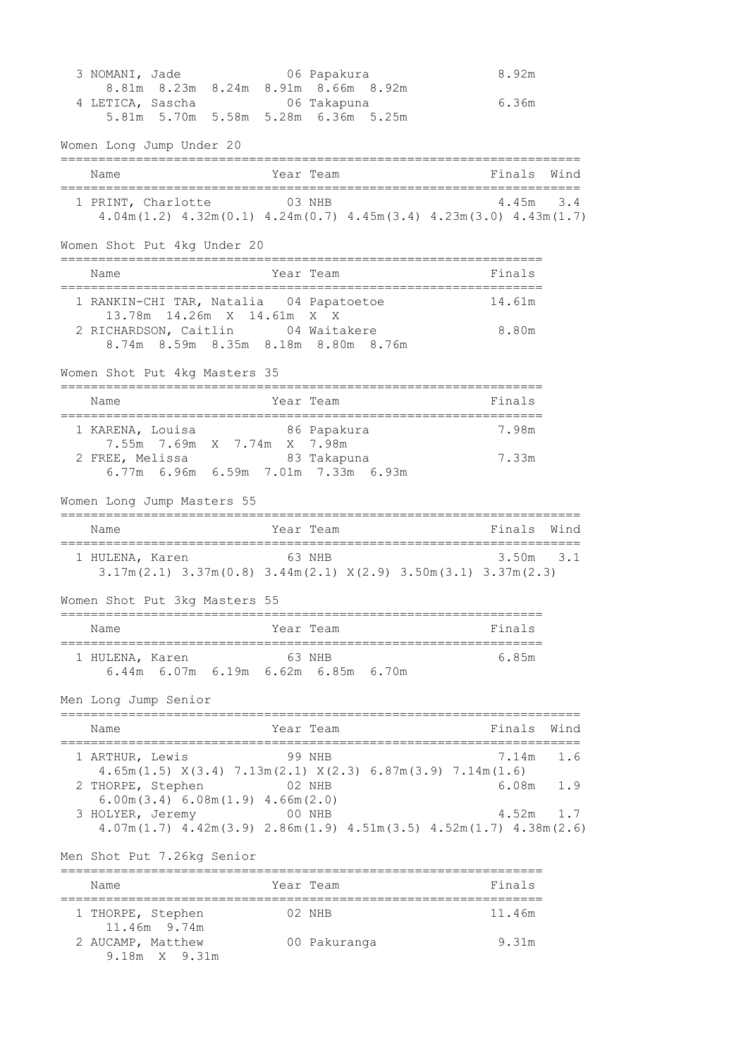3 NOMANI, Jade 06 Papakura 8.92m
8.81m 8.23m 8.24m 8.91m 8.66m 8.92m
4 LETICA, Sascha 06 Takapuna 6.36m
5.81m 5.70m 5.58m 5.28m 6.36m 5.25m

## Women Long Jump Under 20

| Name | Year | Team | Finals | Wind |
|---|---|---|---|---|
| 1 PRINT, Charlotte | 03 | NHB | 4.45m | 3.4 |
| 4.04m(1.2) 4.32m(0.1) 4.24m(0.7) 4.45m(3.4) 4.23m(3.0) 4.43m(1.7) | | | | |

## Women Shot Put 4kg Under 20

| Name | Year | Team | Finals |
|---|---|---|---|
| 1 RANKIN-CHI TAR, Natalia | 04 | Papatoetoe | 14.61m |
| 13.78m 14.26m X 14.61m X X | | | |
| 2 RICHARDSON, Caitlin | 04 | Waitakere | 8.80m |
| 8.74m 8.59m 8.35m 8.18m 8.80m 8.76m | | | |

## Women Shot Put 4kg Masters 35

| Name | Year | Team | Finals |
|---|---|---|---|
| 1 KARENA, Louisa | 86 | Papakura | 7.98m |
| 7.55m 7.69m X 7.74m X 7.98m | | | |
| 2 FREE, Melissa | 83 | Takapuna | 7.33m |
| 6.77m 6.96m 6.59m 7.01m 7.33m 6.93m | | | |

## Women Long Jump Masters 55

| Name | Year | Team | Finals | Wind |
|---|---|---|---|---|
| 1 HULENA, Karen | 63 | NHB | 3.50m | 3.1 |
| 3.17m(2.1) 3.37m(0.8) 3.44m(2.1) X(2.9) 3.50m(3.1) 3.37m(2.3) | | | | |

## Women Shot Put 3kg Masters 55

| Name | Year | Team | Finals |
|---|---|---|---|
| 1 HULENA, Karen | 63 | NHB | 6.85m |
| 6.44m 6.07m 6.19m 6.62m 6.85m 6.70m | | | |

## Men Long Jump Senior

| Name | Year | Team | Finals | Wind |
|---|---|---|---|---|
| 1 ARTHUR, Lewis | 99 | NHB | 7.14m | 1.6 |
| 4.65m(1.5) X(3.4) 7.13m(2.1) X(2.3) 6.87m(3.9) 7.14m(1.6) | | | | |
| 2 THORPE, Stephen | 02 | NHB | 6.08m | 1.9 |
| 6.00m(3.4) 6.08m(1.9) 4.66m(2.0) | | | | |
| 3 HOLYER, Jeremy | 00 | NHB | 4.52m | 1.7 |
| 4.07m(1.7) 4.42m(3.9) 2.86m(1.9) 4.51m(3.5) 4.52m(1.7) 4.38m(2.6) | | | | |

## Men Shot Put 7.26kg Senior

| Name | Year | Team | Finals |
|---|---|---|---|
| 1 THORPE, Stephen | 02 | NHB | 11.46m |
| 11.46m 9.74m | | | |
| 2 AUCAMP, Matthew | 00 | Pakuranga | 9.31m |
| 9.18m X 9.31m | | | |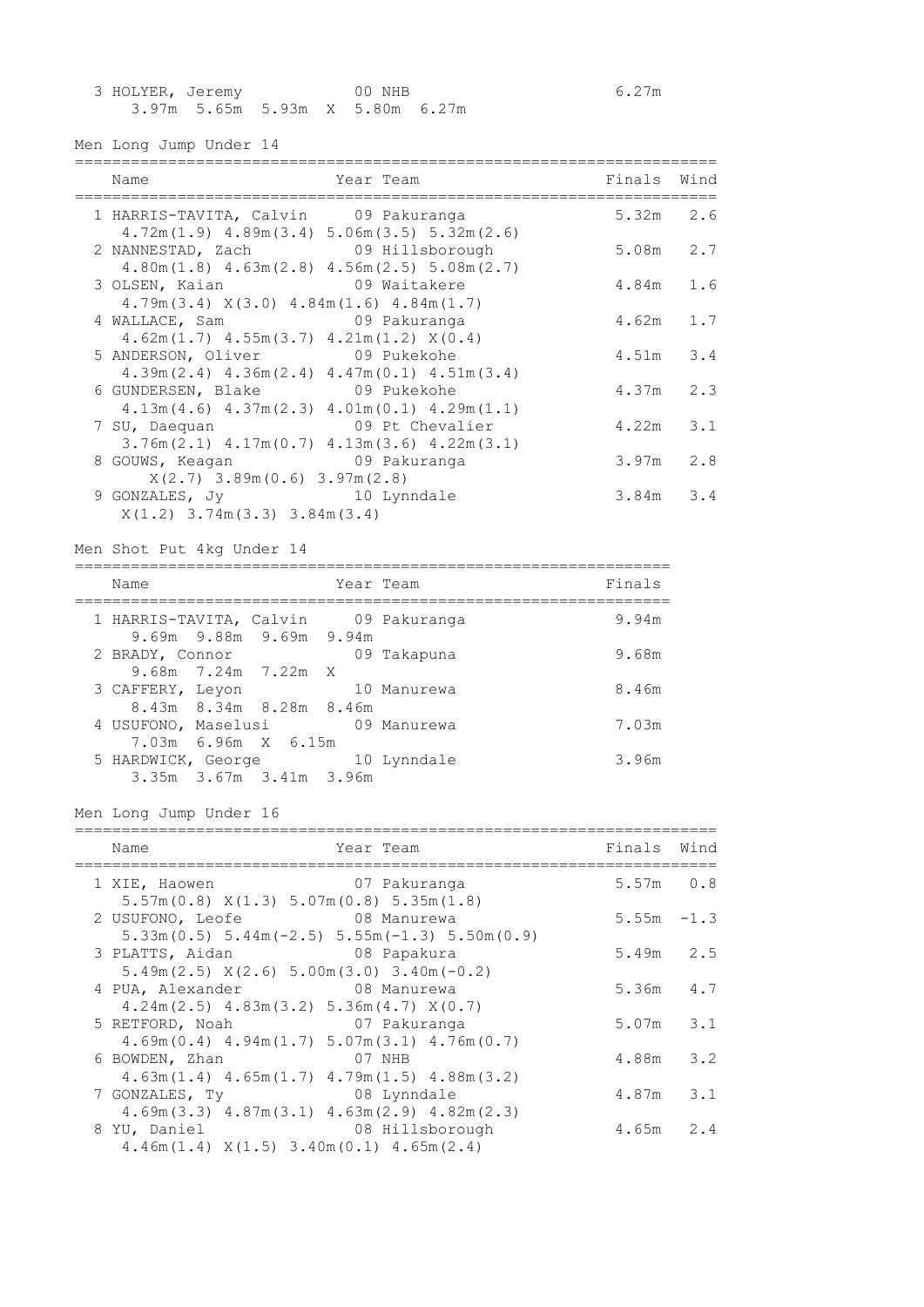| Place | Name | Year | Team | Finals |
|---|---|---|---|---|
| 3 | HOLYER, Jeremy | 00 | NHB | 6.27m |
| | 3.97m 5.65m 5.93m X 5.80m 6.27m | | | |

## Men Long Jump Under 14

| Place | Name | Year | Team | Finals | Wind |
|---|---|---|---|---|---|
| 1 | HARRIS-TAVITA, Calvin | 09 | Pakuranga | 5.32m | 2.6 |
| | 4.72m(1.9) 4.89m(3.4) 5.06m(3.5) 5.32m(2.6) | | | | |
| 2 | NANNESTAD, Zach | 09 | Hillsborough | 5.08m | 2.7 |
| | 4.80m(1.8) 4.63m(2.8) 4.56m(2.5) 5.08m(2.7) | | | | |
| 3 | OLSEN, Kaian | 09 | Waitakere | 4.84m | 1.6 |
| | 4.79m(3.4) X(3.0) 4.84m(1.6) 4.84m(1.7) | | | | |
| 4 | WALLACE, Sam | 09 | Pakuranga | 4.62m | 1.7 |
| | 4.62m(1.7) 4.55m(3.7) 4.21m(1.2) X(0.4) | | | | |
| 5 | ANDERSON, Oliver | 09 | Pukekohe | 4.51m | 3.4 |
| | 4.39m(2.4) 4.36m(2.4) 4.47m(0.1) 4.51m(3.4) | | | | |
| 6 | GUNDERSEN, Blake | 09 | Pukekohe | 4.37m | 2.3 |
| | 4.13m(4.6) 4.37m(2.3) 4.01m(0.1) 4.29m(1.1) | | | | |
| 7 | SU, Daequan | 09 | Pt Chevalier | 4.22m | 3.1 |
| | 3.76m(2.1) 4.17m(0.7) 4.13m(3.6) 4.22m(3.1) | | | | |
| 8 | GOUWS, Keagan | 09 | Pakuranga | 3.97m | 2.8 |
| | X(2.7) 3.89m(0.6) 3.97m(2.8) | | | | |
| 9 | GONZALES, Jy | 10 | Lynndale | 3.84m | 3.4 |
| | X(1.2) 3.74m(3.3) 3.84m(3.4) | | | | |

## Men Shot Put 4kg Under 14

| Place | Name | Year | Team | Finals |
|---|---|---|---|---|
| 1 | HARRIS-TAVITA, Calvin | 09 | Pakuranga | 9.94m |
| | 9.69m 9.88m 9.69m 9.94m | | | |
| 2 | BRADY, Connor | 09 | Takapuna | 9.68m |
| | 9.68m 7.24m 7.22m X | | | |
| 3 | CAFFERY, Leyon | 10 | Manurewa | 8.46m |
| | 8.43m 8.34m 8.28m 8.46m | | | |
| 4 | USUFONO, Maselusi | 09 | Manurewa | 7.03m |
| | 7.03m 6.96m X 6.15m | | | |
| 5 | HARDWICK, George | 10 | Lynndale | 3.96m |
| | 3.35m 3.67m 3.41m 3.96m | | | |

## Men Long Jump Under 16

| Place | Name | Year | Team | Finals | Wind |
|---|---|---|---|---|---|
| 1 | XIE, Haowen | 07 | Pakuranga | 5.57m | 0.8 |
| | 5.57m(0.8) X(1.3) 5.07m(0.8) 5.35m(1.8) | | | | |
| 2 | USUFONO, Leofe | 08 | Manurewa | 5.55m | -1.3 |
| | 5.33m(0.5) 5.44m(-2.5) 5.55m(-1.3) 5.50m(0.9) | | | | |
| 3 | PLATTS, Aidan | 08 | Papakura | 5.49m | 2.5 |
| | 5.49m(2.5) X(2.6) 5.00m(3.0) 3.40m(-0.2) | | | | |
| 4 | PUA, Alexander | 08 | Manurewa | 5.36m | 4.7 |
| | 4.24m(2.5) 4.83m(3.2) 5.36m(4.7) X(0.7) | | | | |
| 5 | RETFORD, Noah | 07 | Pakuranga | 5.07m | 3.1 |
| | 4.69m(0.4) 4.94m(1.7) 5.07m(3.1) 4.76m(0.7) | | | | |
| 6 | BOWDEN, Zhan | 07 | NHB | 4.88m | 3.2 |
| | 4.63m(1.4) 4.65m(1.7) 4.79m(1.5) 4.88m(3.2) | | | | |
| 7 | GONZALES, Ty | 08 | Lynndale | 4.87m | 3.1 |
| | 4.69m(3.3) 4.87m(3.1) 4.63m(2.9) 4.82m(2.3) | | | | |
| 8 | YU, Daniel | 08 | Hillsborough | 4.65m | 2.4 |
| | 4.46m(1.4) X(1.5) 3.40m(0.1) 4.65m(2.4) | | | | |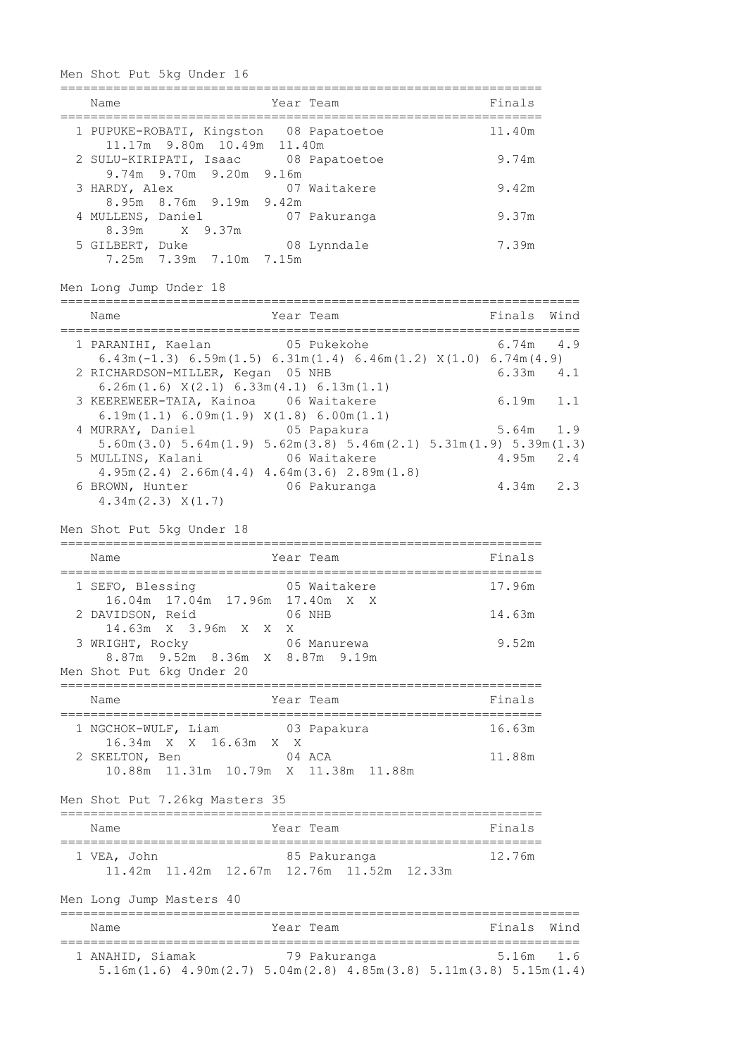## Men Shot Put 5kg Under 16

| Place | Name | Year | Team | Finals |
|---|---|---|---|---|
| 1 | PUPUKE-ROBATI, Kingston | 08 | Papatoetoe | 11.40m |
| | 11.17m 9.80m 10.49m 11.40m | | | |
| 2 | SULU-KIRIPATI, Isaac | 08 | Papatoetoe | 9.74m |
| | 9.74m 9.70m 9.20m 9.16m | | | |
| 3 | HARDY, Alex | 07 | Waitakere | 9.42m |
| | 8.95m 8.76m 9.19m 9.42m | | | |
| 4 | MULLENS, Daniel | 07 | Pakuranga | 9.37m |
| | 8.39m X 9.37m | | | |
| 5 | GILBERT, Duke | 08 | Lynndale | 7.39m |
| | 7.25m 7.39m 7.10m 7.15m | | | |

## Men Long Jump Under 18

| Place | Name | Year | Team | Finals | Wind |
|---|---|---|---|---|---|
| 1 | PARANIHI, Kaelan | 05 | Pukekohe | 6.74m | 4.9 |
| | 6.43m(-1.3) 6.59m(1.5) 6.31m(1.4) 6.46m(1.2) X(1.0) 6.74m(4.9) | | | | |
| 2 | RICHARDSON-MILLER, Kegan | 05 | NHB | 6.33m | 4.1 |
| | 6.26m(1.6) X(2.1) 6.33m(4.1) 6.13m(1.1) | | | | |
| 3 | KEEREWEER-TAIA, Kainoa | 06 | Waitakere | 6.19m | 1.1 |
| | 6.19m(1.1) 6.09m(1.9) X(1.8) 6.00m(1.1) | | | | |
| 4 | MURRAY, Daniel | 05 | Papakura | 5.64m | 1.9 |
| | 5.60m(3.0) 5.64m(1.9) 5.62m(3.8) 5.46m(2.1) 5.31m(1.9) 5.39m(1.3) | | | | |
| 5 | MULLINS, Kalani | 06 | Waitakere | 4.95m | 2.4 |
| | 4.95m(2.4) 2.66m(4.4) 4.64m(3.6) 2.89m(1.8) | | | | |
| 6 | BROWN, Hunter | 06 | Pakuranga | 4.34m | 2.3 |
| | 4.34m(2.3) X(1.7) | | | | |

## Men Shot Put 5kg Under 18

| Place | Name | Year | Team | Finals |
|---|---|---|---|---|
| 1 | SEFO, Blessing | 05 | Waitakere | 17.96m |
| | 16.04m 17.04m 17.96m 17.40m X X | | | |
| 2 | DAVIDSON, Reid | 06 | NHB | 14.63m |
| | 14.63m X 3.96m X X X | | | |
| 3 | WRIGHT, Rocky | 06 | Manurewa | 9.52m |
| | 8.87m 9.52m 8.36m X 8.87m 9.19m | | | |

## Men Shot Put 6kg Under 20

| Place | Name | Year | Team | Finals |
|---|---|---|---|---|
| 1 | NGCHOK-WULF, Liam | 03 | Papakura | 16.63m |
| | 16.34m X X 16.63m X X | | | |
| 2 | SKELTON, Ben | 04 | ACA | 11.88m |
| | 10.88m 11.31m 10.79m X 11.38m 11.88m | | | |

## Men Shot Put 7.26kg Masters 35

| Place | Name | Year | Team | Finals |
|---|---|---|---|---|
| 1 | VEA, John | 85 | Pakuranga | 12.76m |
| | 11.42m 11.42m 12.67m 12.76m 11.52m 12.33m | | | |

## Men Long Jump Masters 40

| Place | Name | Year | Team | Finals | Wind |
|---|---|---|---|---|---|
| 1 | ANAHID, Siamak | 79 | Pakuranga | 5.16m | 1.6 |
| | 5.16m(1.6) 4.90m(2.7) 5.04m(2.8) 4.85m(3.8) 5.11m(3.8) 5.15m(1.4) | | | | |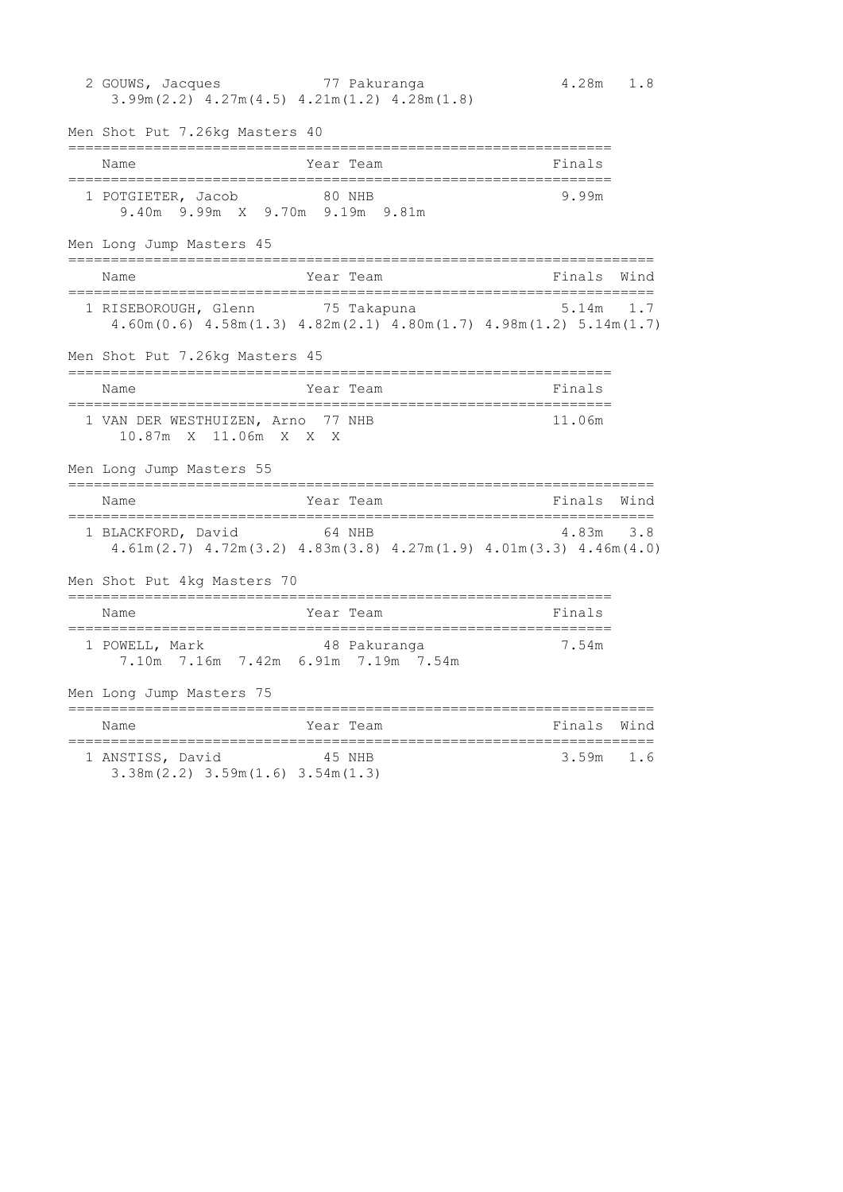| | | | | | |
|---|---|---|---|---|---|
| 2 | GOUWS, Jacques | 77 | Pakuranga | 4.28m | 1.8 |

3.99m(2.2) 4.27m(4.5) 4.21m(1.2) 4.28m(1.8)

### Men Shot Put 7.26kg Masters 40

| | Name | Year | Team | Finals |
|---|---|---|---|---|
| 1 | POTGIETER, Jacob | 80 | NHB | 9.99m |

9.40m 9.99m X 9.70m 9.19m 9.81m

### Men Long Jump Masters 45

| | Name | Year | Team | Finals | Wind |
|---|---|---|---|---|---|
| 1 | RISEBOROUGH, Glenn | 75 | Takapuna | 5.14m | 1.7 |

4.60m(0.6) 4.58m(1.3) 4.82m(2.1) 4.80m(1.7) 4.98m(1.2) 5.14m(1.7)

### Men Shot Put 7.26kg Masters 45

| | Name | Year | Team | Finals |
|---|---|---|---|---|
| 1 | VAN DER WESTHUIZEN, Arno | 77 | NHB | 11.06m |

10.87m X 11.06m X X X

### Men Long Jump Masters 55

| | Name | Year | Team | Finals | Wind |
|---|---|---|---|---|---|
| 1 | BLACKFORD, David | 64 | NHB | 4.83m | 3.8 |

4.61m(2.7) 4.72m(3.2) 4.83m(3.8) 4.27m(1.9) 4.01m(3.3) 4.46m(4.0)

### Men Shot Put 4kg Masters 70

| | Name | Year | Team | Finals |
|---|---|---|---|---|
| 1 | POWELL, Mark | 48 | Pakuranga | 7.54m |

7.10m 7.16m 7.42m 6.91m 7.19m 7.54m

### Men Long Jump Masters 75

| | Name | Year | Team | Finals | Wind |
|---|---|---|---|---|---|
| 1 | ANSTISS, David | 45 | NHB | 3.59m | 1.6 |

3.38m(2.2) 3.59m(1.6) 3.54m(1.3)